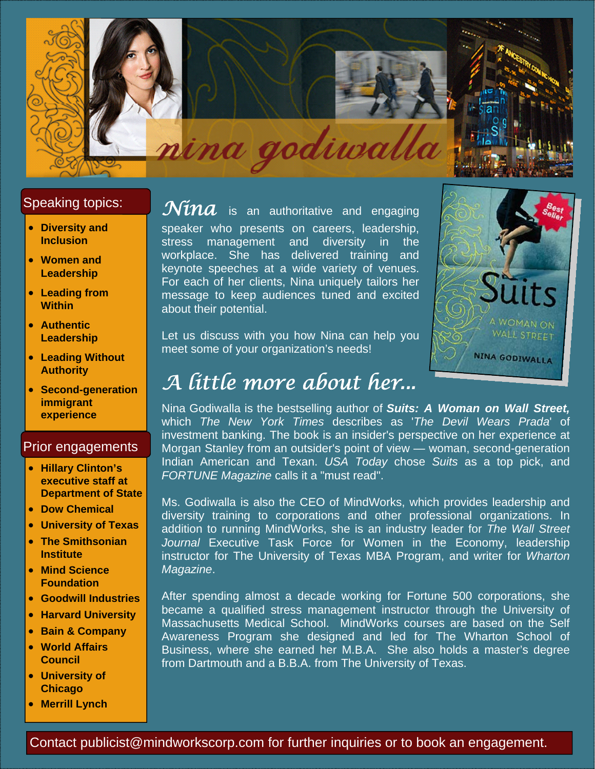# nina godiwalla

## Speaking topics:

- **Diversity and Inclusion**
- **Women and Leadership**
- **Leading from Within**
- **Authentic Leadership**
- **Leading Without Authority**
- **Second-generation immigrant experience**

## Prior engagements

- **Hillary Clinton's executive staff at Department of State**
- **Dow Chemical**
- **University of Texas**
- **The Smithsonian Institute**
- **Mind Science Foundation**
- **Goodwill Industries**
- **Harvard University**
- **Bain & Company**
- **World Affairs Council**
- **University of Chicago**
- **Merrill Lynch**

*Nina* is an authoritative and engaging speaker who presents on careers, leadership, stress management and diversity in the workplace. She has delivered training and keynote speeches at a wide variety of venues. For each of her clients, Nina uniquely tailors her message to keep audiences tuned and excited about their potential.

Let us discuss with you how Nina can help you meet some of your organization's needs!

Best Seller

Suits

A WOMAN ON WALL STREET

NINA GODIWALLA

## *A little more about her...*

Nina Godiwalla is the bestselling author of ***Suits: A Woman on Wall Street,*** which *The New York Times* describes as '*The Devil Wears Prada*' of investment banking. The book is an insider's perspective on her experience at Morgan Stanley from an outsider's point of view — woman, second-generation Indian American and Texan. *USA Today* chose *Suits* as a top pick, and *FORTUNE Magazine* calls it a "must read".

Ms. Godiwalla is also the CEO of MindWorks, which provides leadership and diversity training to corporations and other professional organizations. In addition to running MindWorks, she is an industry leader for *The Wall Street Journal* Executive Task Force for Women in the Economy, leadership instructor for The University of Texas MBA Program, and writer for *Wharton Magazine*.

After spending almost a decade working for Fortune 500 corporations, she became a qualified stress management instructor through the University of Massachusetts Medical School. MindWorks courses are based on the Self Awareness Program she designed and led for The Wharton School of Business, where she earned her M.B.A. She also holds a master's degree from Dartmouth and a B.B.A. from The University of Texas.

Contact publicist@mindworkscorp.com for further inquiries or to book an engagement.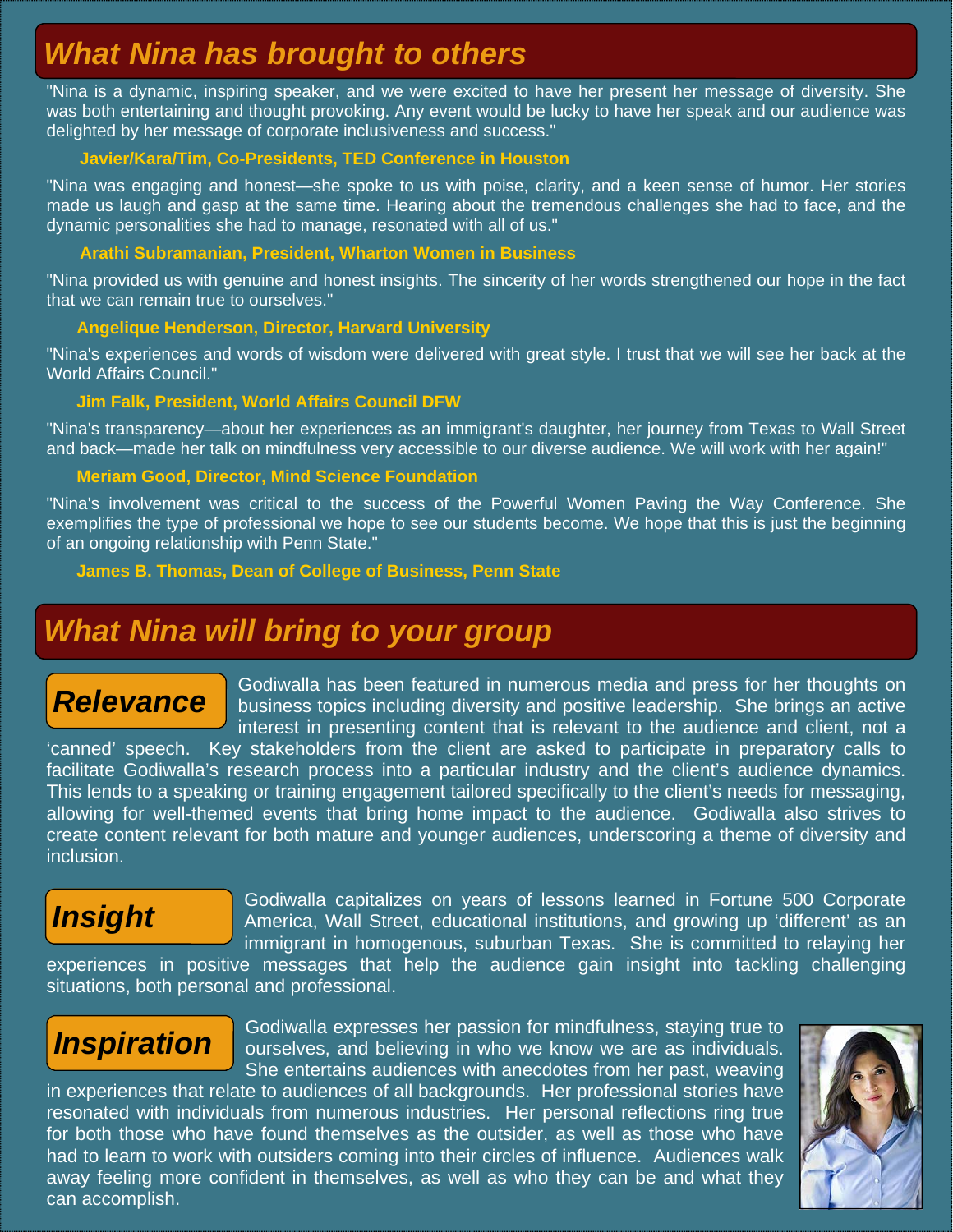## What Nina has brought to others

"Nina is a dynamic, inspiring speaker, and we were excited to have her present her message of diversity. She was both entertaining and thought provoking. Any event would be lucky to have her speak and our audience was delighted by her message of corporate inclusiveness and success."

**Javier/Kara/Tim, Co-Presidents, TED Conference in Houston**

"Nina was engaging and honest—she spoke to us with poise, clarity, and a keen sense of humor. Her stories made us laugh and gasp at the same time. Hearing about the tremendous challenges she had to face, and the dynamic personalities she had to manage, resonated with all of us."

**Arathi Subramanian, President, Wharton Women in Business**

"Nina provided us with genuine and honest insights. The sincerity of her words strengthened our hope in the fact that we can remain true to ourselves."

**Angelique Henderson, Director, Harvard University**

"Nina's experiences and words of wisdom were delivered with great style. I trust that we will see her back at the World Affairs Council."

**Jim Falk, President, World Affairs Council DFW**

"Nina's transparency—about her experiences as an immigrant's daughter, her journey from Texas to Wall Street and back—made her talk on mindfulness very accessible to our diverse audience. We will work with her again!"

**Meriam Good, Director, Mind Science Foundation**

"Nina's involvement was critical to the success of the Powerful Women Paving the Way Conference. She exemplifies the type of professional we hope to see our students become. We hope that this is just the beginning of an ongoing relationship with Penn State."

**James B. Thomas, Dean of College of Business, Penn State**

## What Nina will bring to your group

### Relevance

Godiwalla has been featured in numerous media and press for her thoughts on business topics including diversity and positive leadership. She brings an active interest in presenting content that is relevant to the audience and client, not a 'canned' speech. Key stakeholders from the client are asked to participate in preparatory calls to facilitate Godiwalla's research process into a particular industry and the client's audience dynamics. This lends to a speaking or training engagement tailored specifically to the client's needs for messaging, allowing for well-themed events that bring home impact to the audience. Godiwalla also strives to create content relevant for both mature and younger audiences, underscoring a theme of diversity and inclusion.

### Insight

Godiwalla capitalizes on years of lessons learned in Fortune 500 Corporate America, Wall Street, educational institutions, and growing up 'different' as an immigrant in homogenous, suburban Texas. She is committed to relaying her experiences in positive messages that help the audience gain insight into tackling challenging situations, both personal and professional.

### Inspiration

Godiwalla expresses her passion for mindfulness, staying true to ourselves, and believing in who we know we are as individuals. She entertains audiences with anecdotes from her past, weaving in experiences that relate to audiences of all backgrounds. Her professional stories have resonated with individuals from numerous industries. Her personal reflections ring true for both those who have found themselves as the outsider, as well as those who have had to learn to work with outsiders coming into their circles of influence. Audiences walk away feeling more confident in themselves, as well as who they can be and what they can accomplish.